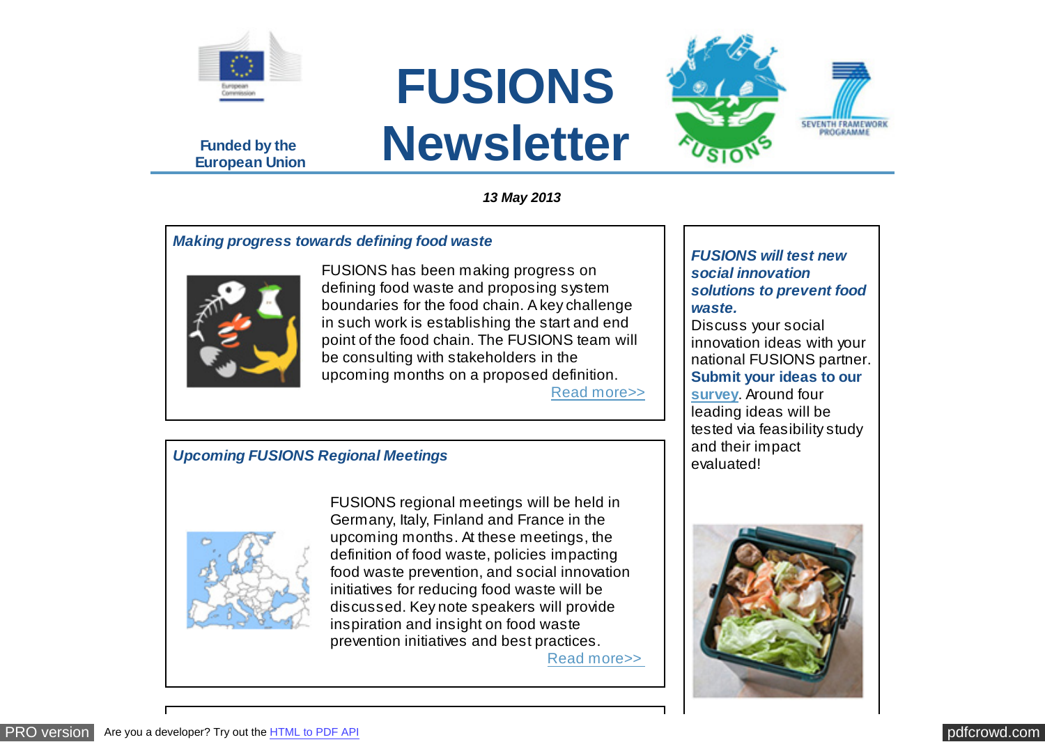Funded by the European Union

# FUSIONS Newsletter

***13 May 2013***

### *Making progress towards defining food waste*

FUSIONS has been making progress on defining food waste and proposing system boundaries for the food chain. A key challenge in such work is establishing the start and end point of the food chain. The FUSIONS team will be consulting with stakeholders in the upcoming months on a proposed definition. Read more>>

### *Upcoming FUSIONS Regional Meetings*

FUSIONS regional meetings will be held in Germany, Italy, Finland and France in the upcoming months. At these meetings, the definition of food waste, policies impacting food waste prevention, and social innovation initiatives for reducing food waste will be discussed. Key note speakers will provide inspiration and insight on food waste prevention initiatives and best practices. Read more>>

### *FUSIONS will test new social innovation solutions to prevent food waste.*

Discuss your social innovation ideas with your national FUSIONS partner. **Submit your ideas to our survey**. Around four leading ideas will be tested via feasibility study and their impact evaluated!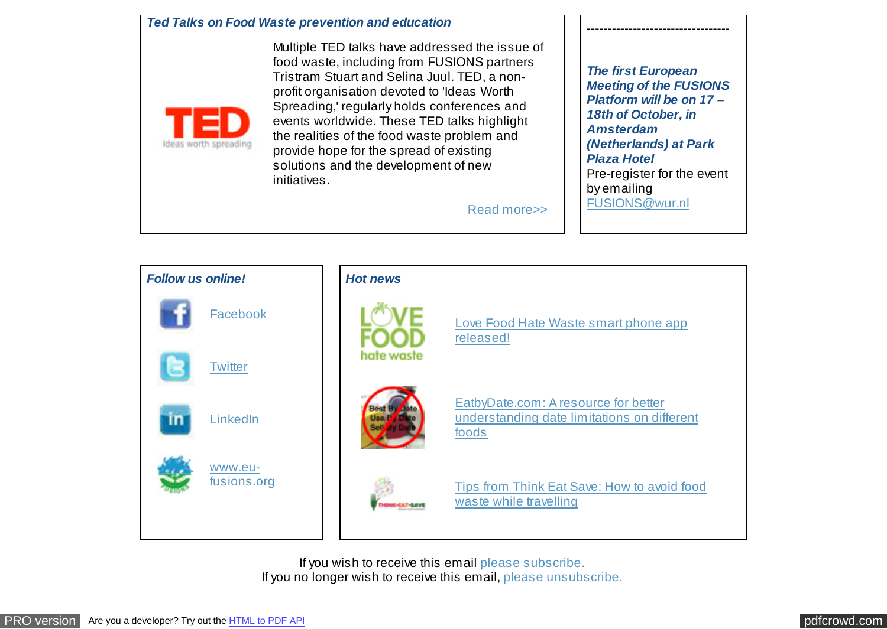### *Ted Talks on Food Waste prevention and education*

Multiple TED talks have addressed the issue of food waste, including from FUSIONS partners Tristram Stuart and Selina Juul. TED, a non-profit organisation devoted to 'Ideas Worth Spreading,' regularly holds conferences and events worldwide. These TED talks highlight the realities of the food waste problem and provide hope for the spread of existing solutions and the development of new initiatives.

Read more>>

----------------------------------

***The first European Meeting of the FUSIONS Platform will be on 17 – 18th of October, in Amsterdam (Netherlands) at Park Plaza Hotel***

Pre-register for the event by emailing FUSIONS@wur.nl

### *Follow us online!*

- Facebook
- Twitter
- LinkedIn
- www.eu-fusions.org

### *Hot news*

- Love Food Hate Waste smart phone app released!
- EatbyDate.com: A resource for better understanding date limitations on different foods
- Tips from Think Eat Save: How to avoid food waste while travelling

If you wish to receive this email please subscribe.
If you no longer wish to receive this email, please unsubscribe.